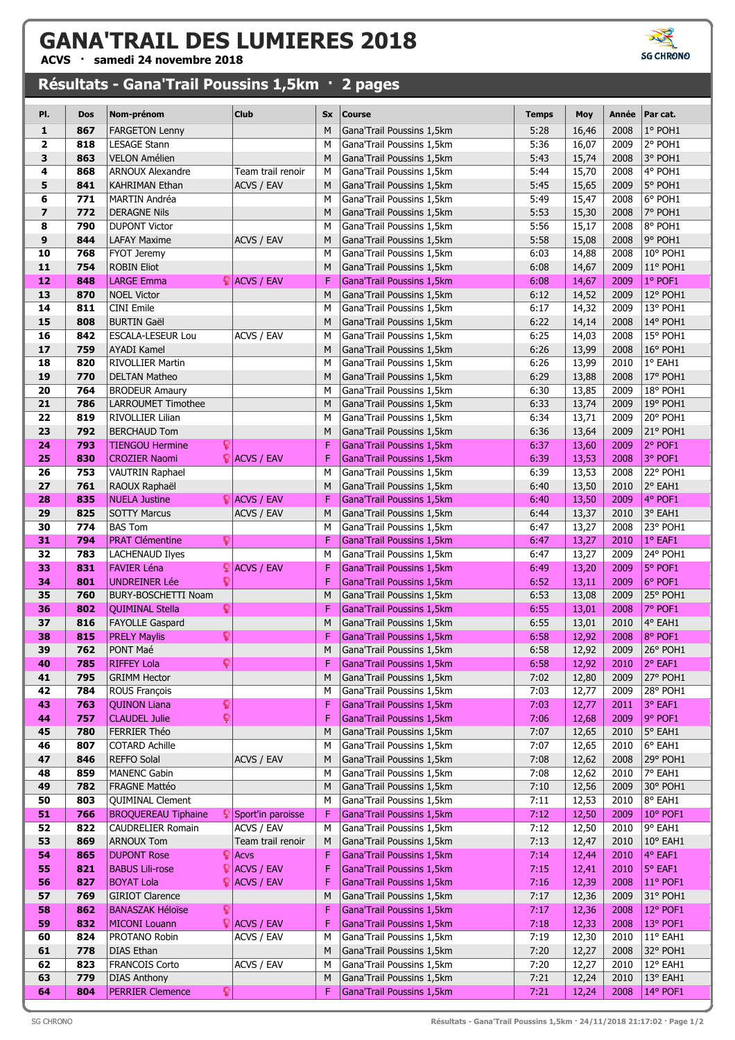# GANA'TRAIL DES LUMIERES 2018

**ACVS · samedi 24 novembre 2018**

## Résultats - Gana'Trail Poussins 1,5km · 2 pages

| Pl. | Dos | Nom-prénom | Club | Sx | Course | Temps | Moy | Année | Par cat. |
|---|---|---|---|---|---|---|---|---|---|
| 1 | 867 | FARGETON Lenny | | M | Gana'Trail Poussins 1,5km | 5:28 | 16,46 | 2008 | 1° POH1 |
| 2 | 818 | LESAGE Stann | | M | Gana'Trail Poussins 1,5km | 5:36 | 16,07 | 2009 | 2° POH1 |
| 3 | 863 | VELON Amélien | | M | Gana'Trail Poussins 1,5km | 5:43 | 15,74 | 2008 | 3° POH1 |
| 4 | 868 | ARNOUX Alexandre | Team trail renoir | M | Gana'Trail Poussins 1,5km | 5:44 | 15,70 | 2008 | 4° POH1 |
| 5 | 841 | KAHRIMAN Ethan | ACVS / EAV | M | Gana'Trail Poussins 1,5km | 5:45 | 15,65 | 2009 | 5° POH1 |
| 6 | 771 | MARTIN Andréa | | M | Gana'Trail Poussins 1,5km | 5:49 | 15,47 | 2008 | 6° POH1 |
| 7 | 772 | DERAGNE Nils | | M | Gana'Trail Poussins 1,5km | 5:53 | 15,30 | 2008 | 7° POH1 |
| 8 | 790 | DUPONT Victor | | M | Gana'Trail Poussins 1,5km | 5:56 | 15,17 | 2008 | 8° POH1 |
| 9 | 844 | LAFAY Maxime | ACVS / EAV | M | Gana'Trail Poussins 1,5km | 5:58 | 15,08 | 2008 | 9° POH1 |
| 10 | 768 | FYOT Jeremy | | M | Gana'Trail Poussins 1,5km | 6:03 | 14,88 | 2008 | 10° POH1 |
| 11 | 754 | ROBIN Eliot | | M | Gana'Trail Poussins 1,5km | 6:08 | 14,67 | 2009 | 11° POH1 |
| 12 | 848 | LARGE Emma | ACVS / EAV | F | Gana'Trail Poussins 1,5km | 6:08 | 14,67 | 2009 | 1° POF1 |
| 13 | 870 | NOEL Victor | | M | Gana'Trail Poussins 1,5km | 6:12 | 14,52 | 2009 | 12° POH1 |
| 14 | 811 | CINI Emile | | M | Gana'Trail Poussins 1,5km | 6:17 | 14,32 | 2009 | 13° POH1 |
| 15 | 808 | BURTIN Gaël | | M | Gana'Trail Poussins 1,5km | 6:22 | 14,14 | 2008 | 14° POH1 |
| 16 | 842 | ESCALA-LESEUR Lou | ACVS / EAV | M | Gana'Trail Poussins 1,5km | 6:25 | 14,03 | 2008 | 15° POH1 |
| 17 | 759 | AYADI Kamel | | M | Gana'Trail Poussins 1,5km | 6:26 | 13,99 | 2008 | 16° POH1 |
| 18 | 820 | RIVOLLIER Martin | | M | Gana'Trail Poussins 1,5km | 6:26 | 13,99 | 2010 | 1° EAH1 |
| 19 | 770 | DELTAN Matheo | | M | Gana'Trail Poussins 1,5km | 6:29 | 13,88 | 2008 | 17° POH1 |
| 20 | 764 | BRODEUR Amaury | | M | Gana'Trail Poussins 1,5km | 6:30 | 13,85 | 2009 | 18° POH1 |
| 21 | 786 | LARROUMET Timothee | | M | Gana'Trail Poussins 1,5km | 6:33 | 13,74 | 2009 | 19° POH1 |
| 22 | 819 | RIVOLLIER Lilian | | M | Gana'Trail Poussins 1,5km | 6:34 | 13,71 | 2009 | 20° POH1 |
| 23 | 792 | BERCHAUD Tom | | M | Gana'Trail Poussins 1,5km | 6:36 | 13,64 | 2009 | 21° POH1 |
| 24 | 793 | TIENGOU Hermine | | F | Gana'Trail Poussins 1,5km | 6:37 | 13,60 | 2009 | 2° POF1 |
| 25 | 830 | CROZIER Naomi | ACVS / EAV | F | Gana'Trail Poussins 1,5km | 6:39 | 13,53 | 2008 | 3° POF1 |
| 26 | 753 | VAUTRIN Raphael | | M | Gana'Trail Poussins 1,5km | 6:39 | 13,53 | 2008 | 22° POH1 |
| 27 | 761 | RAOUX Raphaël | | M | Gana'Trail Poussins 1,5km | 6:40 | 13,50 | 2010 | 2° EAH1 |
| 28 | 835 | NUELA Justine | ACVS / EAV | F | Gana'Trail Poussins 1,5km | 6:40 | 13,50 | 2009 | 4° POF1 |
| 29 | 825 | SOTTY Marcus | ACVS / EAV | M | Gana'Trail Poussins 1,5km | 6:44 | 13,37 | 2010 | 3° EAH1 |
| 30 | 774 | BAS Tom | | M | Gana'Trail Poussins 1,5km | 6:47 | 13,27 | 2008 | 23° POH1 |
| 31 | 794 | PRAT Clémentine | | F | Gana'Trail Poussins 1,5km | 6:47 | 13,27 | 2010 | 1° EAF1 |
| 32 | 783 | LACHENAUD Ilyes | | M | Gana'Trail Poussins 1,5km | 6:47 | 13,27 | 2009 | 24° POH1 |
| 33 | 831 | FAVIER Léna | ACVS / EAV | F | Gana'Trail Poussins 1,5km | 6:49 | 13,20 | 2009 | 5° POF1 |
| 34 | 801 | UNDREINER Lée | | F | Gana'Trail Poussins 1,5km | 6:52 | 13,11 | 2009 | 6° POF1 |
| 35 | 760 | BURY-BOSCHETTI Noam | | M | Gana'Trail Poussins 1,5km | 6:53 | 13,08 | 2009 | 25° POH1 |
| 36 | 802 | QUIMINAL Stella | | F | Gana'Trail Poussins 1,5km | 6:55 | 13,01 | 2008 | 7° POF1 |
| 37 | 816 | FAYOLLE Gaspard | | M | Gana'Trail Poussins 1,5km | 6:55 | 13,01 | 2010 | 4° EAH1 |
| 38 | 815 | PRELY Maylis | | F | Gana'Trail Poussins 1,5km | 6:58 | 12,92 | 2008 | 8° POF1 |
| 39 | 762 | PONT Maé | | M | Gana'Trail Poussins 1,5km | 6:58 | 12,92 | 2009 | 26° POH1 |
| 40 | 785 | RIFFEY Lola | | F | Gana'Trail Poussins 1,5km | 6:58 | 12,92 | 2010 | 2° EAF1 |
| 41 | 795 | GRIMM Hector | | M | Gana'Trail Poussins 1,5km | 7:02 | 12,80 | 2009 | 27° POH1 |
| 42 | 784 | ROUS François | | M | Gana'Trail Poussins 1,5km | 7:03 | 12,77 | 2009 | 28° POH1 |
| 43 | 763 | QUINON Liana | | F | Gana'Trail Poussins 1,5km | 7:03 | 12,77 | 2011 | 3° EAF1 |
| 44 | 757 | CLAUDEL Julie | | F | Gana'Trail Poussins 1,5km | 7:06 | 12,68 | 2009 | 9° POF1 |
| 45 | 780 | FERRIER Théo | | M | Gana'Trail Poussins 1,5km | 7:07 | 12,65 | 2010 | 5° EAH1 |
| 46 | 807 | COTARD Achille | | M | Gana'Trail Poussins 1,5km | 7:07 | 12,65 | 2010 | 6° EAH1 |
| 47 | 846 | REFFO Solal | ACVS / EAV | M | Gana'Trail Poussins 1,5km | 7:08 | 12,62 | 2008 | 29° POH1 |
| 48 | 859 | MANENC Gabin | | M | Gana'Trail Poussins 1,5km | 7:08 | 12,62 | 2010 | 7° EAH1 |
| 49 | 782 | FRAGNE Mattéo | | M | Gana'Trail Poussins 1,5km | 7:10 | 12,56 | 2009 | 30° POH1 |
| 50 | 803 | QUIMINAL Clement | | M | Gana'Trail Poussins 1,5km | 7:11 | 12,53 | 2010 | 8° EAH1 |
| 51 | 766 | BROQUEREAU Tiphaine | Sport'in paroisse | F | Gana'Trail Poussins 1,5km | 7:12 | 12,50 | 2009 | 10° POF1 |
| 52 | 822 | CAUDRELIER Romain | ACVS / EAV | M | Gana'Trail Poussins 1,5km | 7:12 | 12,50 | 2010 | 9° EAH1 |
| 53 | 869 | ARNOUX Tom | Team trail renoir | M | Gana'Trail Poussins 1,5km | 7:13 | 12,47 | 2010 | 10° EAH1 |
| 54 | 865 | DUPONT Rose | Acvs | F | Gana'Trail Poussins 1,5km | 7:14 | 12,44 | 2010 | 4° EAF1 |
| 55 | 821 | BABUS Lili-rose | ACVS / EAV | F | Gana'Trail Poussins 1,5km | 7:15 | 12,41 | 2010 | 5° EAF1 |
| 56 | 827 | BOYAT Lola | ACVS / EAV | F | Gana'Trail Poussins 1,5km | 7:16 | 12,39 | 2008 | 11° POF1 |
| 57 | 769 | GIRIOT Clarence | | M | Gana'Trail Poussins 1,5km | 7:17 | 12,36 | 2009 | 31° POH1 |
| 58 | 862 | BANASZAK Héloïse | | F | Gana'Trail Poussins 1,5km | 7:17 | 12,36 | 2008 | 12° POF1 |
| 59 | 832 | MICONI Louann | ACVS / EAV | F | Gana'Trail Poussins 1,5km | 7:18 | 12,33 | 2008 | 13° POF1 |
| 60 | 824 | PROTANO Robin | ACVS / EAV | M | Gana'Trail Poussins 1,5km | 7:19 | 12,30 | 2010 | 11° EAH1 |
| 61 | 778 | DIAS Ethan | | M | Gana'Trail Poussins 1,5km | 7:20 | 12,27 | 2008 | 32° POH1 |
| 62 | 823 | FRANCOIS Corto | ACVS / EAV | M | Gana'Trail Poussins 1,5km | 7:20 | 12,27 | 2010 | 12° EAH1 |
| 63 | 779 | DIAS Anthony | | M | Gana'Trail Poussins 1,5km | 7:21 | 12,24 | 2010 | 13° EAH1 |
| 64 | 804 | PERRIER Clemence | | F | Gana'Trail Poussins 1,5km | 7:21 | 12,24 | 2008 | 14° POF1 |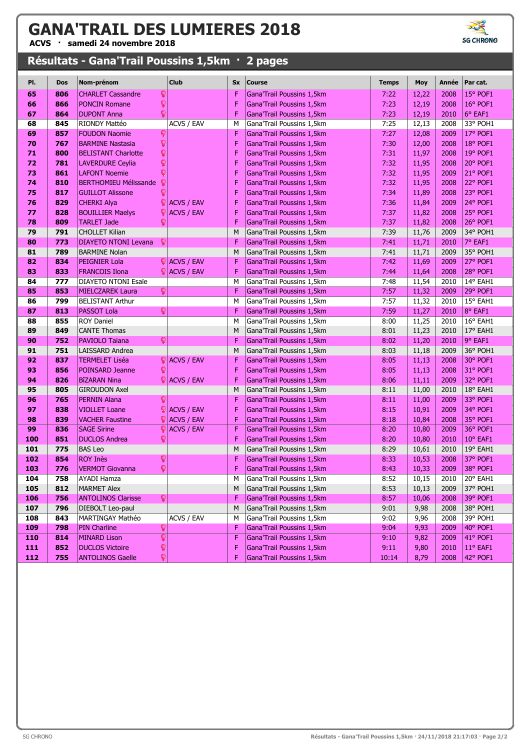# GANA'TRAIL DES LUMIERES 2018

**ACVS · samedi 24 novembre 2018**

## Résultats - Gana'Trail Poussins 1,5km · 2 pages

| Pl. | Dos | Nom-prénom | Club | Sx | Course | Temps | Moy | Année | Par cat. |
|---|---|---|---|---|---|---|---|---|---|
| 65 | 806 | CHARLET Cassandre | | F | Gana'Trail Poussins 1,5km | 7:22 | 12,22 | 2008 | 15° POF1 |
| 66 | 866 | PONCIN Romane | | F | Gana'Trail Poussins 1,5km | 7:23 | 12,19 | 2008 | 16° POF1 |
| 67 | 864 | DUPONT Anna | | F | Gana'Trail Poussins 1,5km | 7:23 | 12,19 | 2010 | 6° EAF1 |
| 68 | 845 | RIONDY Mattéo | ACVS / EAV | M | Gana'Trail Poussins 1,5km | 7:25 | 12,13 | 2008 | 33° POH1 |
| 69 | 857 | FOUDON Naomie | | F | Gana'Trail Poussins 1,5km | 7:27 | 12,08 | 2009 | 17° POF1 |
| 70 | 767 | BARMINE Nastasia | | F | Gana'Trail Poussins 1,5km | 7:30 | 12,00 | 2008 | 18° POF1 |
| 71 | 800 | BELISTANT Charlotte | | F | Gana'Trail Poussins 1,5km | 7:31 | 11,97 | 2008 | 19° POF1 |
| 72 | 781 | LAVERDURE Ceylia | | F | Gana'Trail Poussins 1,5km | 7:32 | 11,95 | 2008 | 20° POF1 |
| 73 | 861 | LAFONT Noemie | | F | Gana'Trail Poussins 1,5km | 7:32 | 11,95 | 2009 | 21° POF1 |
| 74 | 810 | BERTHOMIEU Mélissande | | F | Gana'Trail Poussins 1,5km | 7:32 | 11,95 | 2008 | 22° POF1 |
| 75 | 817 | GUILLOT Alissone | | F | Gana'Trail Poussins 1,5km | 7:34 | 11,89 | 2008 | 23° POF1 |
| 76 | 829 | CHERKI Alya | ACVS / EAV | F | Gana'Trail Poussins 1,5km | 7:36 | 11,84 | 2009 | 24° POF1 |
| 77 | 828 | BOUILLIER Maelys | ACVS / EAV | F | Gana'Trail Poussins 1,5km | 7:37 | 11,82 | 2008 | 25° POF1 |
| 78 | 809 | TARLET Jade | | F | Gana'Trail Poussins 1,5km | 7:37 | 11,82 | 2008 | 26° POF1 |
| 79 | 791 | CHOLLET Kilian | | M | Gana'Trail Poussins 1,5km | 7:39 | 11,76 | 2009 | 34° POH1 |
| 80 | 773 | DIAYETO NTONI Levana | | F | Gana'Trail Poussins 1,5km | 7:41 | 11,71 | 2010 | 7° EAF1 |
| 81 | 789 | BARMINE Nolan | | M | Gana'Trail Poussins 1,5km | 7:41 | 11,71 | 2009 | 35° POH1 |
| 82 | 834 | PEIGNIER Lola | ACVS / EAV | F | Gana'Trail Poussins 1,5km | 7:42 | 11,69 | 2009 | 27° POF1 |
| 83 | 833 | FRANCOIS Ilona | ACVS / EAV | F | Gana'Trail Poussins 1,5km | 7:44 | 11,64 | 2008 | 28° POF1 |
| 84 | 777 | DIAYETO NTONI Esaïe | | M | Gana'Trail Poussins 1,5km | 7:48 | 11,54 | 2010 | 14° EAH1 |
| 85 | 853 | MIELCZAREK Laura | | F | Gana'Trail Poussins 1,5km | 7:57 | 11,32 | 2009 | 29° POF1 |
| 86 | 799 | BELISTANT Arthur | | M | Gana'Trail Poussins 1,5km | 7:57 | 11,32 | 2010 | 15° EAH1 |
| 87 | 813 | PASSOT Lola | | F | Gana'Trail Poussins 1,5km | 7:59 | 11,27 | 2010 | 8° EAF1 |
| 88 | 855 | ROY Daniel | | M | Gana'Trail Poussins 1,5km | 8:00 | 11,25 | 2010 | 16° EAH1 |
| 89 | 849 | CANTE Thomas | | M | Gana'Trail Poussins 1,5km | 8:01 | 11,23 | 2010 | 17° EAH1 |
| 90 | 752 | PAVIOLO Taiana | | F | Gana'Trail Poussins 1,5km | 8:02 | 11,20 | 2010 | 9° EAF1 |
| 91 | 751 | LAISSARD Andrea | | M | Gana'Trail Poussins 1,5km | 8:03 | 11,18 | 2009 | 36° POH1 |
| 92 | 837 | TERMELET Liséa | ACVS / EAV | F | Gana'Trail Poussins 1,5km | 8:05 | 11,13 | 2008 | 30° POF1 |
| 93 | 856 | POINSARD Jeanne | | F | Gana'Trail Poussins 1,5km | 8:05 | 11,13 | 2008 | 31° POF1 |
| 94 | 826 | BÏZARAN Nina | ACVS / EAV | F | Gana'Trail Poussins 1,5km | 8:06 | 11,11 | 2009 | 32° POF1 |
| 95 | 805 | GIROUDON Axel | | M | Gana'Trail Poussins 1,5km | 8:11 | 11,00 | 2010 | 18° EAH1 |
| 96 | 765 | PERNIN Alana | | F | Gana'Trail Poussins 1,5km | 8:11 | 11,00 | 2009 | 33° POF1 |
| 97 | 838 | VIOLLET Loane | ACVS / EAV | F | Gana'Trail Poussins 1,5km | 8:15 | 10,91 | 2009 | 34° POF1 |
| 98 | 839 | VACHER Faustine | ACVS / EAV | F | Gana'Trail Poussins 1,5km | 8:18 | 10,84 | 2008 | 35° POF1 |
| 99 | 836 | SAGE Sirine | ACVS / EAV | F | Gana'Trail Poussins 1,5km | 8:20 | 10,80 | 2009 | 36° POF1 |
| 100 | 851 | DUCLOS Andrea | | F | Gana'Trail Poussins 1,5km | 8:20 | 10,80 | 2010 | 10° EAF1 |
| 101 | 775 | BAS Leo | | M | Gana'Trail Poussins 1,5km | 8:29 | 10,61 | 2010 | 19° EAH1 |
| 102 | 854 | ROY Inès | | F | Gana'Trail Poussins 1,5km | 8:33 | 10,53 | 2008 | 37° POF1 |
| 103 | 776 | VERMOT Giovanna | | F | Gana'Trail Poussins 1,5km | 8:43 | 10,33 | 2009 | 38° POF1 |
| 104 | 758 | AYADI Hamza | | M | Gana'Trail Poussins 1,5km | 8:52 | 10,15 | 2010 | 20° EAH1 |
| 105 | 812 | MARMET Alex | | M | Gana'Trail Poussins 1,5km | 8:53 | 10,13 | 2009 | 37° POH1 |
| 106 | 756 | ANTOLINOS Clarisse | | F | Gana'Trail Poussins 1,5km | 8:57 | 10,06 | 2008 | 39° POF1 |
| 107 | 796 | DIEBOLT Leo-paul | | M | Gana'Trail Poussins 1,5km | 9:01 | 9,98 | 2008 | 38° POH1 |
| 108 | 843 | MARTINGAY Mathéo | ACVS / EAV | M | Gana'Trail Poussins 1,5km | 9:02 | 9,96 | 2008 | 39° POH1 |
| 109 | 798 | PIN Charline | | F | Gana'Trail Poussins 1,5km | 9:04 | 9,93 | 2009 | 40° POF1 |
| 110 | 814 | MINARD Lison | | F | Gana'Trail Poussins 1,5km | 9:10 | 9,82 | 2009 | 41° POF1 |
| 111 | 852 | DUCLOS Victoire | | F | Gana'Trail Poussins 1,5km | 9:11 | 9,80 | 2010 | 11° EAF1 |
| 112 | 755 | ANTOLINOS Gaelle | | F | Gana'Trail Poussins 1,5km | 10:14 | 8,79 | 2008 | 42° POF1 |